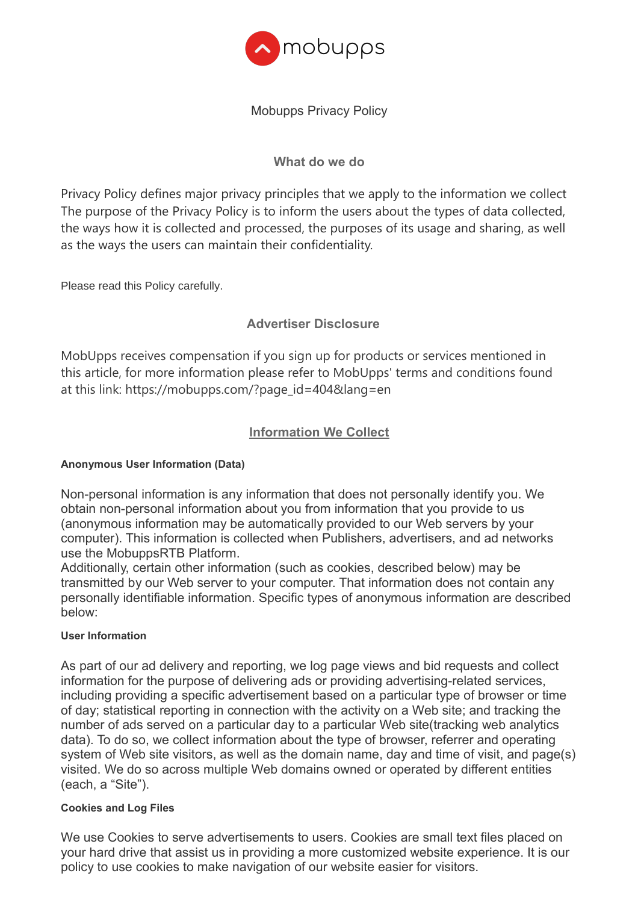# Mobupps Privacy Policy

## What do we do

Privacy Policy defines major privacy principles that we apply to the information we collect The purpose of the Privacy Policy is to inform the users about the types of data collected, the ways how it is collected and processed, the purposes of its usage and sharing, as well as the ways the users can maintain their confidentiality.

Please read this Policy carefully.

## Advertiser Disclosure

MobUpps receives compensation if you sign up for products or services mentioned in this article, for more information please refer to MobUpps' terms and conditions found at this link: https://mobupps.com/?page_id=404&lang=en

## Information We Collect

**Anonymous User Information (Data)**

Non-personal information is any information that does not personally identify you. We obtain non-personal information about you from information that you provide to us (anonymous information may be automatically provided to our Web servers by your computer). This information is collected when Publishers, advertisers, and ad networks use the MobuppsRTB Platform.
Additionally, certain other information (such as cookies, described below) may be transmitted by our Web server to your computer. That information does not contain any personally identifiable information. Specific types of anonymous information are described below:

**User Information**

As part of our ad delivery and reporting, we log page views and bid requests and collect information for the purpose of delivering ads or providing advertising-related services, including providing a specific advertisement based on a particular type of browser or time of day; statistical reporting in connection with the activity on a Web site; and tracking the number of ads served on a particular day to a particular Web site(tracking web analytics data). To do so, we collect information about the type of browser, referrer and operating system of Web site visitors, as well as the domain name, day and time of visit, and page(s) visited. We do so across multiple Web domains owned or operated by different entities (each, a “Site”).

**Cookies and Log Files**

We use Cookies to serve advertisements to users. Cookies are small text files placed on your hard drive that assist us in providing a more customized website experience. It is our policy to use cookies to make navigation of our website easier for visitors.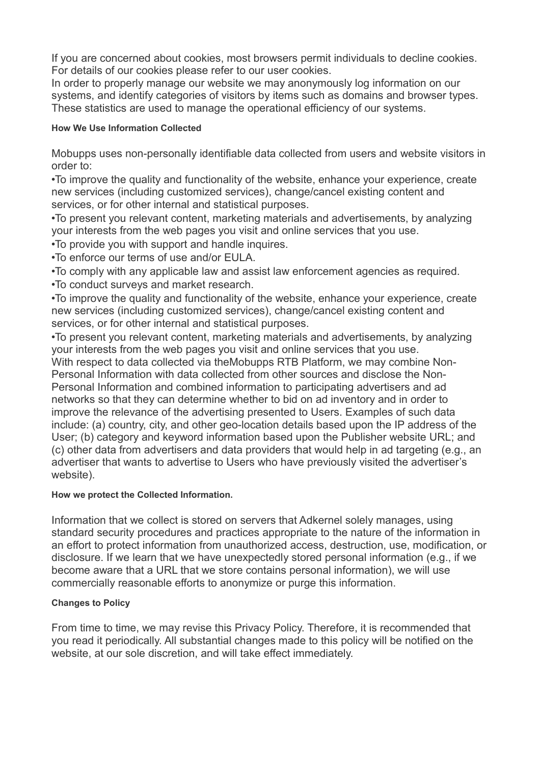If you are concerned about cookies, most browsers permit individuals to decline cookies. For details of our cookies please refer to our user cookies.
In order to properly manage our website we may anonymously log information on our systems, and identify categories of visitors by items such as domains and browser types. These statistics are used to manage the operational efficiency of our systems.

#### How We Use Information Collected

Mobupps uses non-personally identifiable data collected from users and website visitors in order to:

•To improve the quality and functionality of the website, enhance your experience, create new services (including customized services), change/cancel existing content and services, or for other internal and statistical purposes.
•To present you relevant content, marketing materials and advertisements, by analyzing your interests from the web pages you visit and online services that you use.
•To provide you with support and handle inquires.
•To enforce our terms of use and/or EULA.
•To comply with any applicable law and assist law enforcement agencies as required.
•To conduct surveys and market research.
•To improve the quality and functionality of the website, enhance your experience, create new services (including customized services), change/cancel existing content and services, or for other internal and statistical purposes.
•To present you relevant content, marketing materials and advertisements, by analyzing your interests from the web pages you visit and online services that you use.
With respect to data collected via theMobupps RTB Platform, we may combine Non-Personal Information with data collected from other sources and disclose the Non-Personal Information and combined information to participating advertisers and ad networks so that they can determine whether to bid on ad inventory and in order to improve the relevance of the advertising presented to Users. Examples of such data include: (a) country, city, and other geo-location details based upon the IP address of the User; (b) category and keyword information based upon the Publisher website URL; and (c) other data from advertisers and data providers that would help in ad targeting (e.g., an advertiser that wants to advertise to Users who have previously visited the advertiser's website).

#### How we protect the Collected Information.

Information that we collect is stored on servers that Adkernel solely manages, using standard security procedures and practices appropriate to the nature of the information in an effort to protect information from unauthorized access, destruction, use, modification, or disclosure. If we learn that we have unexpectedly stored personal information (e.g., if we become aware that a URL that we store contains personal information), we will use commercially reasonable efforts to anonymize or purge this information.

#### Changes to Policy

From time to time, we may revise this Privacy Policy. Therefore, it is recommended that you read it periodically. All substantial changes made to this policy will be notified on the website, at our sole discretion, and will take effect immediately.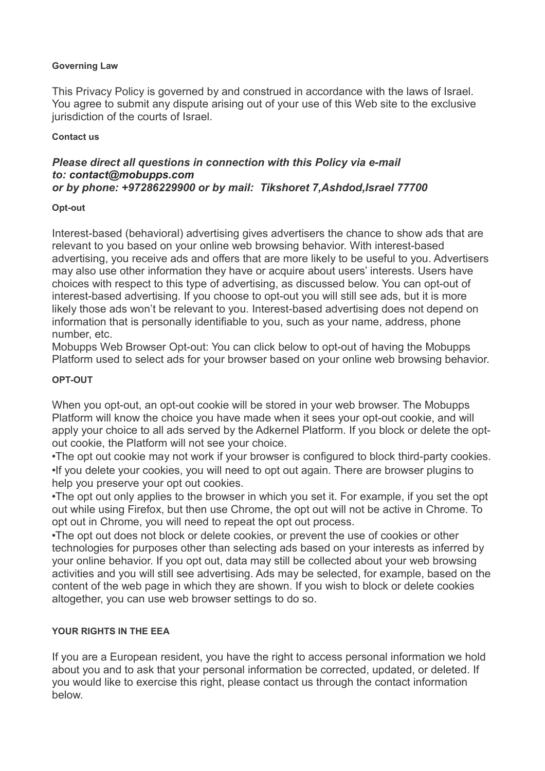### Governing Law

This Privacy Policy is governed by and construed in accordance with the laws of Israel. You agree to submit any dispute arising out of your use of this Web site to the exclusive jurisdiction of the courts of Israel.

### Contact us

***Please direct all questions in connection with this Policy via e-mail to: contact@mobupps.com***
***or by phone: +97286229900 or by mail: Tikshoret 7,Ashdod,Israel 77700***

### Opt-out

Interest-based (behavioral) advertising gives advertisers the chance to show ads that are relevant to you based on your online web browsing behavior. With interest-based advertising, you receive ads and offers that are more likely to be useful to you. Advertisers may also use other information they have or acquire about users' interests. Users have choices with respect to this type of advertising, as discussed below. You can opt-out of interest-based advertising. If you choose to opt-out you will still see ads, but it is more likely those ads won't be relevant to you. Interest-based advertising does not depend on information that is personally identifiable to you, such as your name, address, phone number, etc.
Mobupps Web Browser Opt-out: You can click below to opt-out of having the Mobupps Platform used to select ads for your browser based on your online web browsing behavior.

### OPT-OUT

When you opt-out, an opt-out cookie will be stored in your web browser. The Mobupps Platform will know the choice you have made when it sees your opt-out cookie, and will apply your choice to all ads served by the Adkernel Platform. If you block or delete the opt-out cookie, the Platform will not see your choice.

- The opt out cookie may not work if your browser is configured to block third-party cookies.
- If you delete your cookies, you will need to opt out again. There are browser plugins to help you preserve your opt out cookies.
- The opt out only applies to the browser in which you set it. For example, if you set the opt out while using Firefox, but then use Chrome, the opt out will not be active in Chrome. To opt out in Chrome, you will need to repeat the opt out process.
- The opt out does not block or delete cookies, or prevent the use of cookies or other technologies for purposes other than selecting ads based on your interests as inferred by your online behavior. If you opt out, data may still be collected about your web browsing activities and you will still see advertising. Ads may be selected, for example, based on the content of the web page in which they are shown. If you wish to block or delete cookies altogether, you can use web browser settings to do so.

### YOUR RIGHTS IN THE EEA

If you are a European resident, you have the right to access personal information we hold about you and to ask that your personal information be corrected, updated, or deleted. If you would like to exercise this right, please contact us through the contact information below.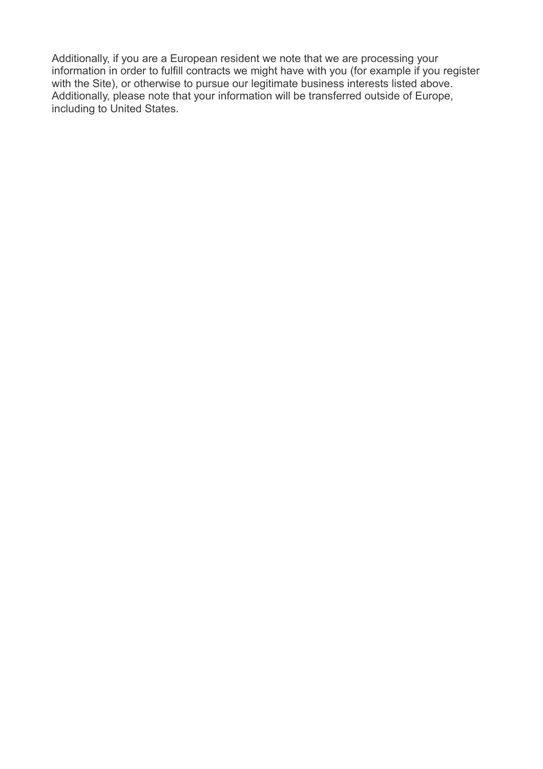Additionally, if you are a European resident we note that we are processing your information in order to fulfill contracts we might have with you (for example if you register with the Site), or otherwise to pursue our legitimate business interests listed above. Additionally, please note that your information will be transferred outside of Europe, including to United States.